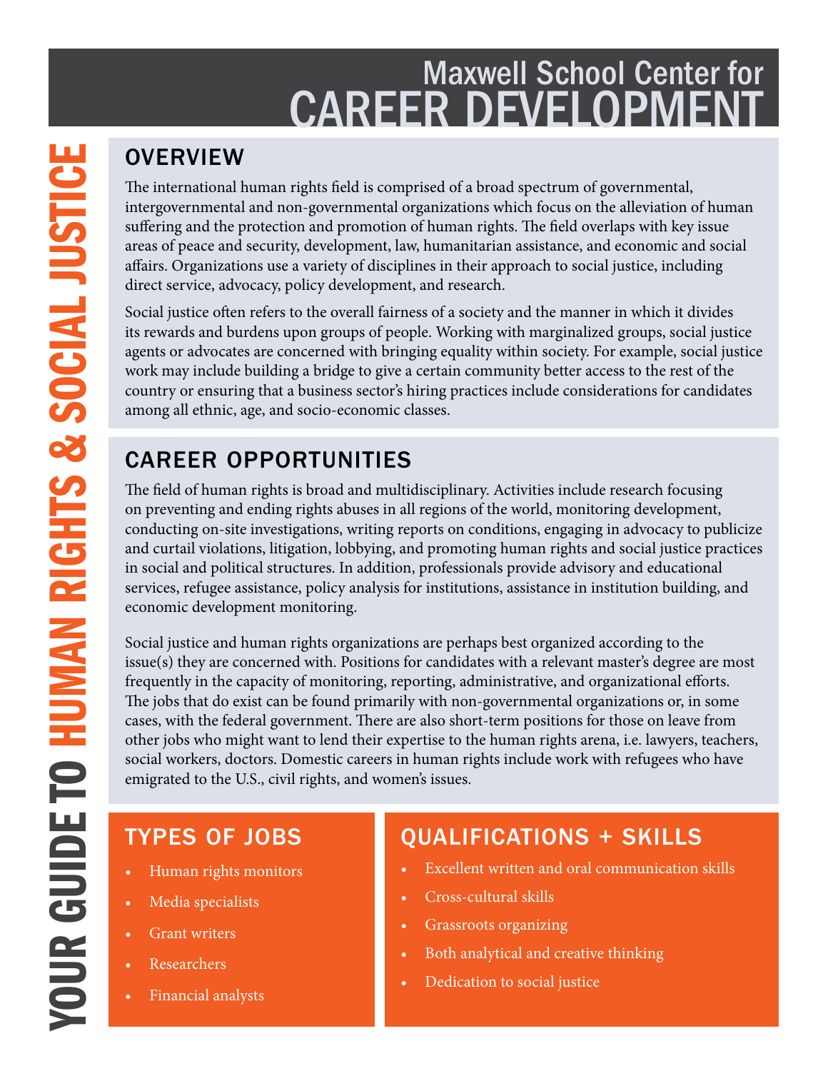# Maxwell School Center for CAREER DEVELOPMENT

# YOUR GUIDE TO HUMAN RIGHTS & SOCIAL JUSTICE

## OVERVIEW

The international human rights field is comprised of a broad spectrum of governmental, intergovernmental and non-governmental organizations which focus on the alleviation of human suffering and the protection and promotion of human rights. The field overlaps with key issue areas of peace and security, development, law, humanitarian assistance, and economic and social affairs. Organizations use a variety of disciplines in their approach to social justice, including direct service, advocacy, policy development, and research.

Social justice often refers to the overall fairness of a society and the manner in which it divides its rewards and burdens upon groups of people. Working with marginalized groups, social justice agents or advocates are concerned with bringing equality within society. For example, social justice work may include building a bridge to give a certain community better access to the rest of the country or ensuring that a business sector's hiring practices include considerations for candidates among all ethnic, age, and socio-economic classes.

## CAREER OPPORTUNITIES

The field of human rights is broad and multidisciplinary. Activities include research focusing on preventing and ending rights abuses in all regions of the world, monitoring development, conducting on-site investigations, writing reports on conditions, engaging in advocacy to publicize and curtail violations, litigation, lobbying, and promoting human rights and social justice practices in social and political structures. In addition, professionals provide advisory and educational services, refugee assistance, policy analysis for institutions, assistance in institution building, and economic development monitoring.

Social justice and human rights organizations are perhaps best organized according to the issue(s) they are concerned with. Positions for candidates with a relevant master's degree are most frequently in the capacity of monitoring, reporting, administrative, and organizational efforts. The jobs that do exist can be found primarily with non-governmental organizations or, in some cases, with the federal government. There are also short-term positions for those on leave from other jobs who might want to lend their expertise to the human rights arena, i.e. lawyers, teachers, social workers, doctors. Domestic careers in human rights include work with refugees who have emigrated to the U.S., civil rights, and women's issues.

## TYPES OF JOBS

- Human rights monitors
- Media specialists
- Grant writers
- Researchers
- Financial analysts

## QUALIFICATIONS + SKILLS

- Excellent written and oral communication skills
- Cross-cultural skills
- Grassroots organizing
- Both analytical and creative thinking
- Dedication to social justice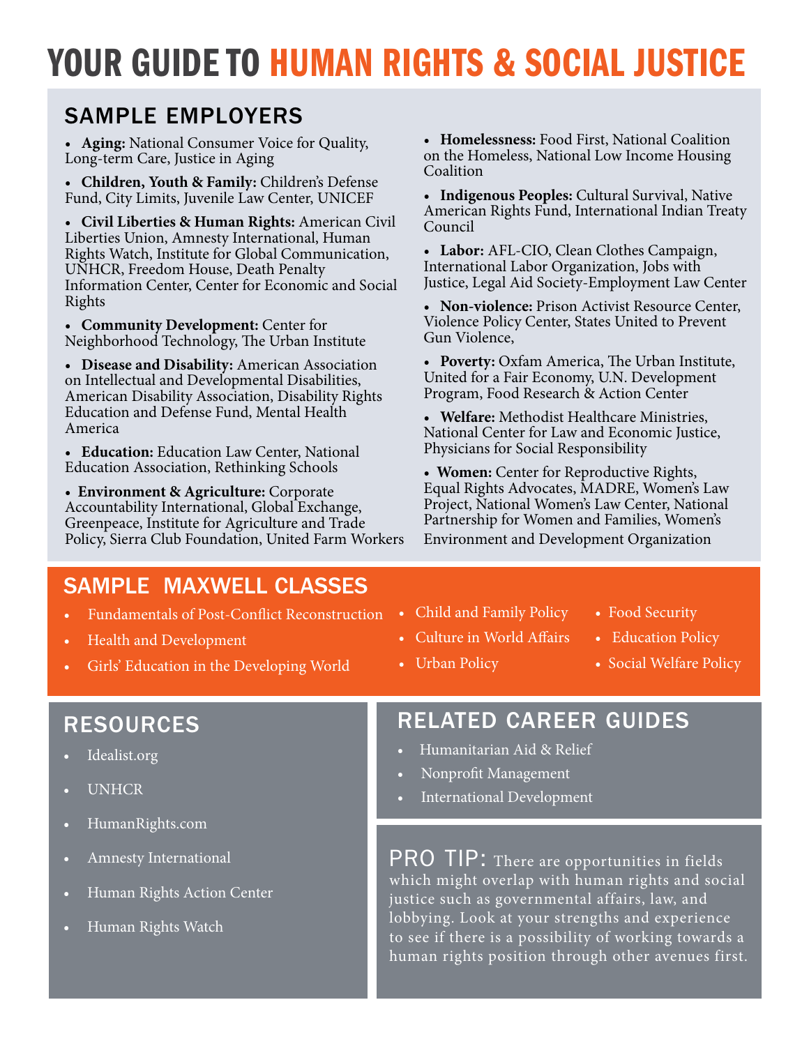# YOUR GUIDE TO HUMAN RIGHTS & SOCIAL JUSTICE

## SAMPLE EMPLOYERS

- **Aging:** National Consumer Voice for Quality, Long-term Care, Justice in Aging
- **Children, Youth & Family:** Children's Defense Fund, City Limits, Juvenile Law Center, UNICEF
- **Civil Liberties & Human Rights:** American Civil Liberties Union, Amnesty International, Human Rights Watch, Institute for Global Communication, UNHCR, Freedom House, Death Penalty Information Center, Center for Economic and Social Rights
- **Community Development:** Center for Neighborhood Technology, The Urban Institute
- **Disease and Disability:** American Association on Intellectual and Developmental Disabilities, American Disability Association, Disability Rights Education and Defense Fund, Mental Health America
- **Education:** Education Law Center, National Education Association, Rethinking Schools
- **Environment & Agriculture:** Corporate Accountability International, Global Exchange, Greenpeace, Institute for Agriculture and Trade Policy, Sierra Club Foundation, United Farm Workers
- **Homelessness:** Food First, National Coalition on the Homeless, National Low Income Housing Coalition
- **Indigenous Peoples:** Cultural Survival, Native American Rights Fund, International Indian Treaty Council
- **Labor:** AFL-CIO, Clean Clothes Campaign, International Labor Organization, Jobs with Justice, Legal Aid Society-Employment Law Center
- **Non-violence:** Prison Activist Resource Center, Violence Policy Center, States United to Prevent Gun Violence,
- **Poverty:** Oxfam America, The Urban Institute, United for a Fair Economy, U.N. Development Program, Food Research & Action Center
- **Welfare:** Methodist Healthcare Ministries, National Center for Law and Economic Justice, Physicians for Social Responsibility
- **Women:** Center for Reproductive Rights, Equal Rights Advocates, MADRE, Women's Law Project, National Women's Law Center, National Partnership for Women and Families, Women's Environment and Development Organization

## SAMPLE MAXWELL CLASSES

- Fundamentals of Post-Conflict Reconstruction
- Health and Development
- Girls' Education in the Developing World
- Child and Family Policy
- Culture in World Affairs
- Urban Policy
- Food Security
- Education Policy
- Social Welfare Policy

## RESOURCES

- Idealist.org
- UNHCR
- HumanRights.com
- Amnesty International
- Human Rights Action Center
- Human Rights Watch

## RELATED CAREER GUIDES

- Humanitarian Aid & Relief
- Nonprofit Management
- International Development

PRO TIP: There are opportunities in fields which might overlap with human rights and social justice such as governmental affairs, law, and lobbying. Look at your strengths and experience to see if there is a possibility of working towards a human rights position through other avenues first.